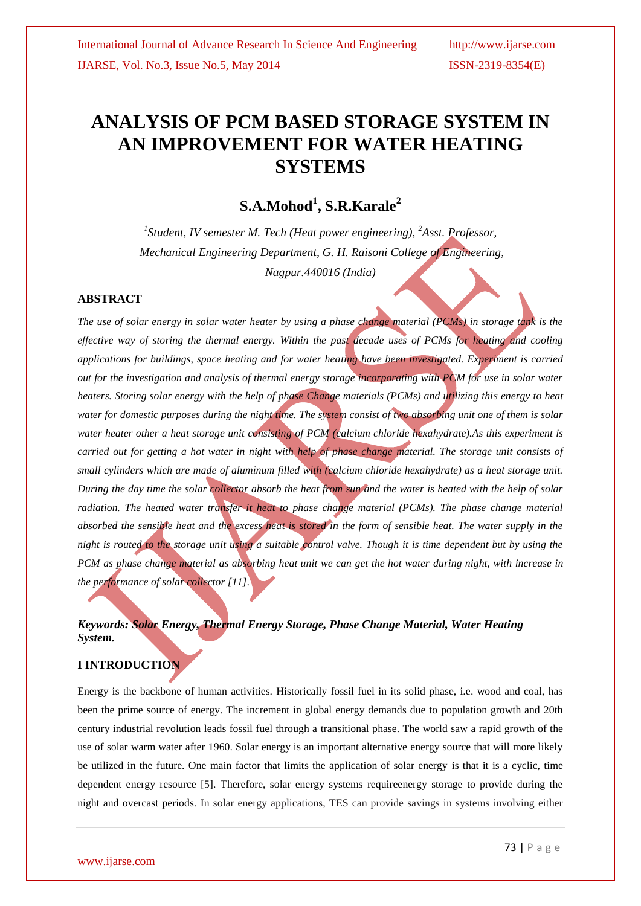# ANALYSIS OF PCM BASED STORAGE SYSTEM IN AN IMPROVEMENT FOR WATER HEATING SYSTEMS

## S.A.Mohod[1], S.R.Karale[2]

*[1]Student, IV semester M. Tech (Heat power engineering), [2]Asst. Professor, Mechanical Engineering Department, G. H. Raisoni College of Engineering, Nagpur.440016 (India)*

### ABSTRACT

*The use of solar energy in solar water heater by using a phase change material (PCMs) in storage tank is the effective way of storing the thermal energy. Within the past decade uses of PCMs for heating and cooling applications for buildings, space heating and for water heating have been investigated. Experiment is carried out for the investigation and analysis of thermal energy storage incorporating with PCM for use in solar water heaters. Storing solar energy with the help of phase Change materials (PCMs) and utilizing this energy to heat water for domestic purposes during the night time. The system consist of two absorbing unit one of them is solar water heater other a heat storage unit consisting of PCM (calcium chloride hexahydrate).As this experiment is carried out for getting a hot water in night with help of phase change material. The storage unit consists of small cylinders which are made of aluminum filled with (calcium chloride hexahydrate) as a heat storage unit. During the day time the solar collector absorb the heat from sun and the water is heated with the help of solar radiation. The heated water transfer it heat to phase change material (PCMs). The phase change material absorbed the sensible heat and the excess heat is stored in the form of sensible heat. The water supply in the night is routed to the storage unit using a suitable control valve. Though it is time dependent but by using the PCM as phase change material as absorbing heat unit we can get the hot water during night, with increase in the performance of solar collector [11].*

***Keywords: Solar Energy, Thermal Energy Storage, Phase Change Material, Water Heating System.***

### I INTRODUCTION

Energy is the backbone of human activities. Historically fossil fuel in its solid phase, i.e. wood and coal, has been the prime source of energy. The increment in global energy demands due to population growth and 20th century industrial revolution leads fossil fuel through a transitional phase. The world saw a rapid growth of the use of solar warm water after 1960. Solar energy is an important alternative energy source that will more likely be utilized in the future. One main factor that limits the application of solar energy is that it is a cyclic, time dependent energy resource [5]. Therefore, solar energy systems requireenergy storage to provide during the night and overcast periods. In solar energy applications, TES can provide savings in systems involving either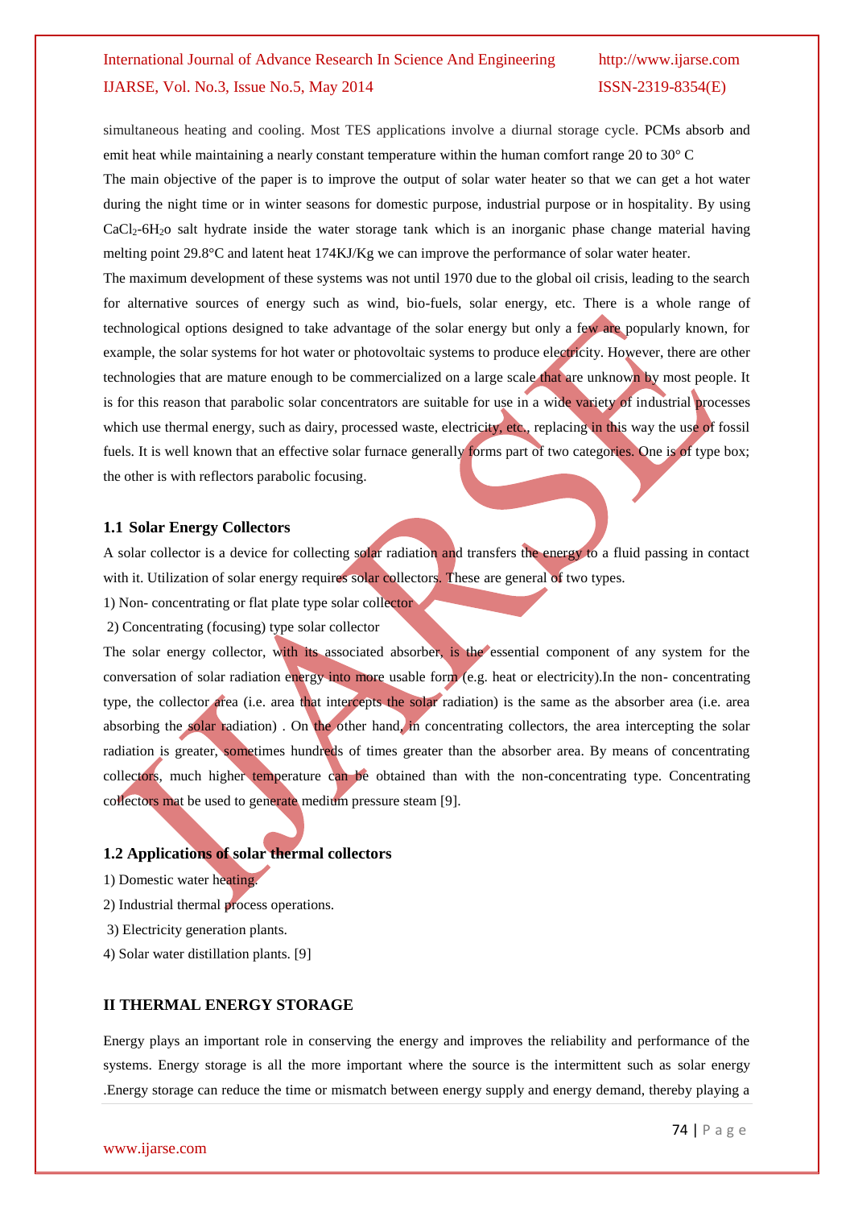simultaneous heating and cooling. Most TES applications involve a diurnal storage cycle. PCMs absorb and emit heat while maintaining a nearly constant temperature within the human comfort range 20 to 30° C

The main objective of the paper is to improve the output of solar water heater so that we can get a hot water during the night time or in winter seasons for domestic purpose, industrial purpose or in hospitality. By using $CaCl_2$-$6H_2o$ salt hydrate inside the water storage tank which is an inorganic phase change material having melting point 29.8°C and latent heat 174KJ/Kg we can improve the performance of solar water heater.

The maximum development of these systems was not until 1970 due to the global oil crisis, leading to the search for alternative sources of energy such as wind, bio-fuels, solar energy, etc. There is a whole range of technological options designed to take advantage of the solar energy but only a few are popularly known, for example, the solar systems for hot water or photovoltaic systems to produce electricity. However, there are other technologies that are mature enough to be commercialized on a large scale that are unknown by most people. It is for this reason that parabolic solar concentrators are suitable for use in a wide variety of industrial processes which use thermal energy, such as dairy, processed waste, electricity, etc., replacing in this way the use of fossil fuels. It is well known that an effective solar furnace generally forms part of two categories. One is of type box; the other is with reflectors parabolic focusing.

### 1.1 Solar Energy Collectors

A solar collector is a device for collecting solar radiation and transfers the energy to a fluid passing in contact with it. Utilization of solar energy requires solar collectors. These are general of two types.

1) Non- concentrating or flat plate type solar collector

2) Concentrating (focusing) type solar collector

The solar energy collector, with its associated absorber, is the essential component of any system for the conversation of solar radiation energy into more usable form (e.g. heat or electricity).In the non- concentrating type, the collector area (i.e. area that intercepts the solar radiation) is the same as the absorber area (i.e. area absorbing the solar radiation) . On the other hand, in concentrating collectors, the area intercepting the solar radiation is greater, sometimes hundreds of times greater than the absorber area. By means of concentrating collectors, much higher temperature can be obtained than with the non-concentrating type. Concentrating collectors mat be used to generate medium pressure steam [9].

### 1.2 Applications of solar thermal collectors

1) Domestic water heating.

2) Industrial thermal process operations.

3) Electricity generation plants.

4) Solar water distillation plants. [9]

## II THERMAL ENERGY STORAGE

Energy plays an important role in conserving the energy and improves the reliability and performance of the systems. Energy storage is all the more important where the source is the intermittent such as solar energy .Energy storage can reduce the time or mismatch between energy supply and energy demand, thereby playing a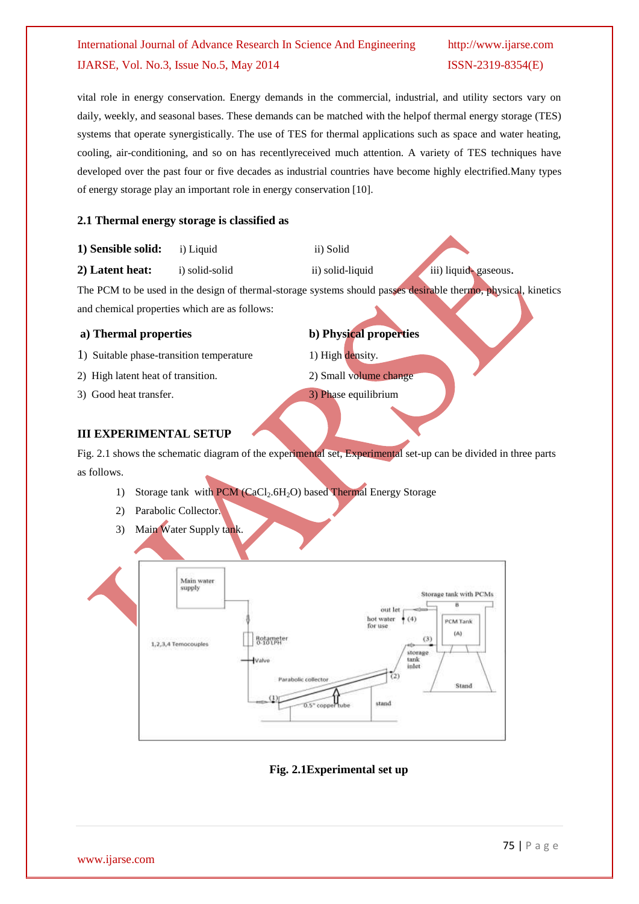vital role in energy conservation. Energy demands in the commercial, industrial, and utility sectors vary on daily, weekly, and seasonal bases. These demands can be matched with the helpof thermal energy storage (TES) systems that operate synergistically. The use of TES for thermal applications such as space and water heating, cooling, air-conditioning, and so on has recentlyreceived much attention. A variety of TES techniques have developed over the past four or five decades as industrial countries have become highly electrified.Many types of energy storage play an important role in energy conservation [10].

### 2.1 Thermal energy storage is classified as

**1) Sensible solid:** i) Liquid ii) Solid

**2) Latent heat:** i) solid-solid ii) solid-liquid iii) liquid- gaseous.

The PCM to be used in the design of thermal-storage systems should passes desirable thermo, physical, kinetics and chemical properties which are as follows:

**a) Thermal properties**

1) Suitable phase-transition temperature
2) High latent heat of transition.
3) Good heat transfer.

**b) Physical properties**

1) High density.
2) Small volume change
3) Phase equilibrium

## III EXPERIMENTAL SETUP

Fig. 2.1 shows the schematic diagram of the experimental set, Experimental set-up can be divided in three parts as follows.

1) Storage tank with PCM ($CaCl_2.6H_2O$) based Thermal Energy Storage
2) Parabolic Collector.
3) Main Water Supply tank.

**Fig. 2.1Experimental set up**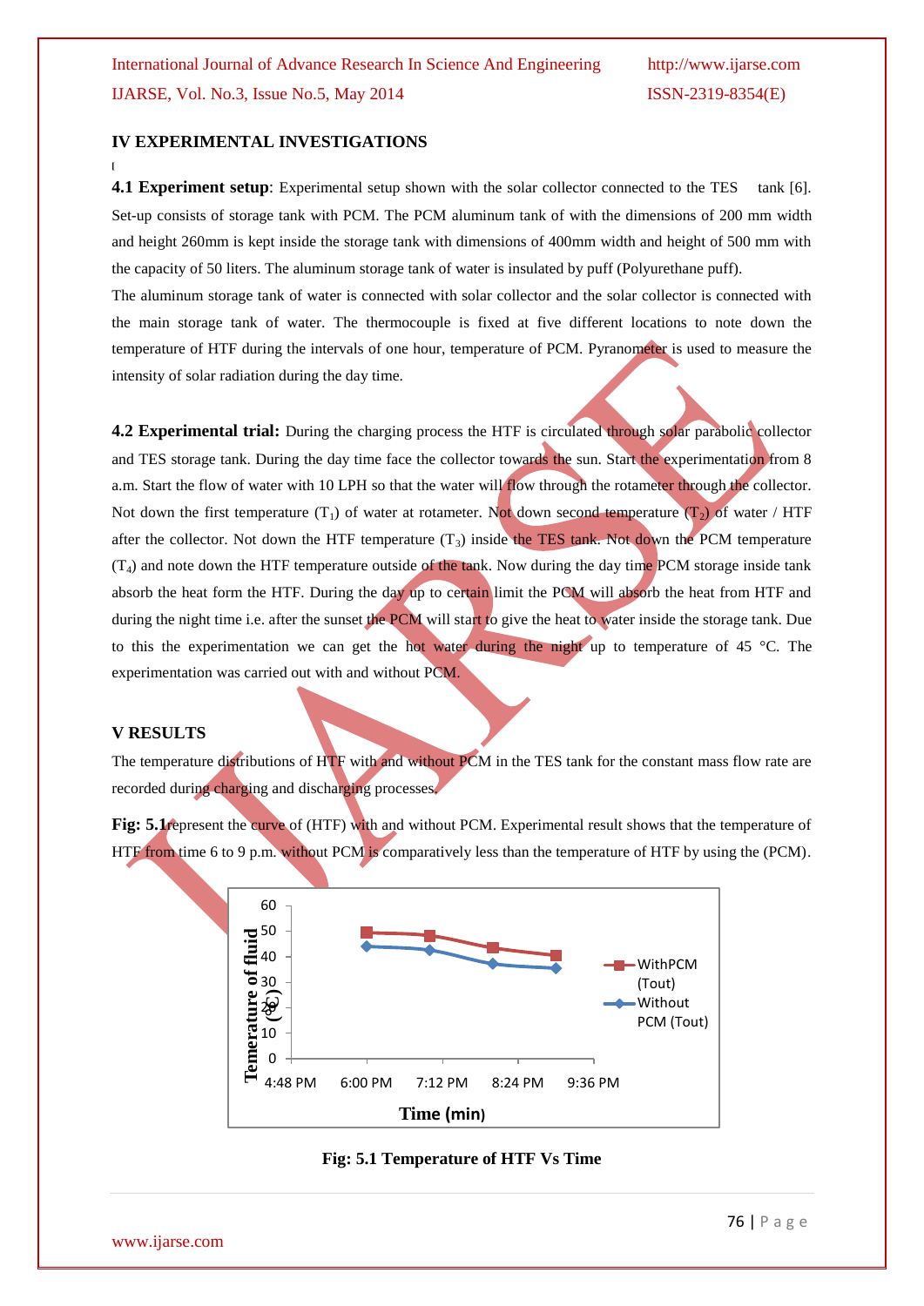## IV EXPERIMENTAL INVESTIGATIONS

**4.1 Experiment setup**: Experimental setup shown with the solar collector connected to the TES tank [6]. Set-up consists of storage tank with PCM. The PCM aluminum tank of with the dimensions of 200 mm width and height 260mm is kept inside the storage tank with dimensions of 400mm width and height of 500 mm with the capacity of 50 liters. The aluminum storage tank of water is insulated by puff (Polyurethane puff).

The aluminum storage tank of water is connected with solar collector and the solar collector is connected with the main storage tank of water. The thermocouple is fixed at five different locations to note down the temperature of HTF during the intervals of one hour, temperature of PCM. Pyranometer is used to measure the intensity of solar radiation during the day time.

**4.2 Experimental trial:** During the charging process the HTF is circulated through solar parabolic collector and TES storage tank. During the day time face the collector towards the sun. Start the experimentation from 8 a.m. Start the flow of water with 10 LPH so that the water will flow through the rotameter through the collector. Not down the first temperature ($T_1$) of water at rotameter. Not down second temperature ($T_2$) of water / HTF after the collector. Not down the HTF temperature ($T_3$) inside the TES tank. Not down the PCM temperature ($T_4$) and note down the HTF temperature outside of the tank. Now during the day time PCM storage inside tank absorb the heat form the HTF. During the day up to certain limit the PCM will absorb the heat from HTF and during the night time i.e. after the sunset the PCM will start to give the heat to water inside the storage tank. Due to this the experimentation we can get the hot water during the night up to temperature of 45 °C. The experimentation was carried out with and without PCM.

## V RESULTS

The temperature distributions of HTF with and without PCM in the TES tank for the constant mass flow rate are recorded during charging and discharging processes.

**Fig: 5.1** represent the curve of (HTF) with and without PCM. Experimental result shows that the temperature of HTF from time 6 to 9 p.m. without PCM is comparatively less than the temperature of HTF by using the (PCM).

Fig: 5.1 Temperature of HTF Vs Time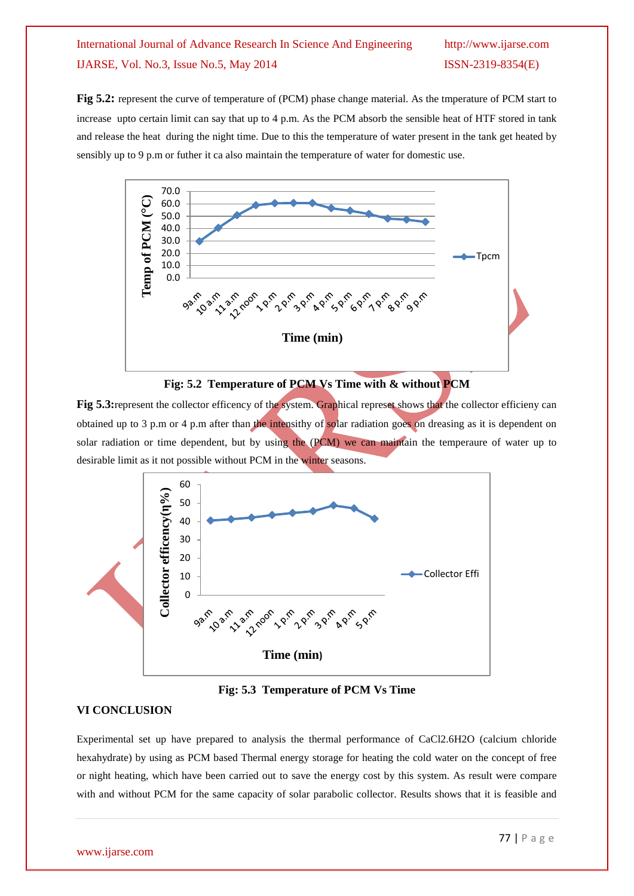**Fig 5.2:** represent the curve of temperature of (PCM) phase change material. As the tmperature of PCM start to increase upto certain limit can say that up to 4 p.m. As the PCM absorb the sensible heat of HTF stored in tank and release the heat during the night time. Due to this the temperature of water present in the tank get heated by sensibly up to 9 p.m or futher it ca also maintain the temperature of water for domestic use.

**Fig: 5.2 Temperature of PCM Vs Time with & without PCM**

**Fig 5.3:**represent the collector efficency of the system. Graphical represet shows that the collector efficieny can obtained up to 3 p.m or 4 p.m after than the intensithy of solar radiation goes on dreasing as it is dependent on solar radiation or time dependent, but by using the (PCM) we can maintain the temperaure of water up to desirable limit as it not possible without PCM in the winter seasons.

**Fig: 5.3 Temperature of PCM Vs Time**

## VI CONCLUSION

Experimental set up have prepared to analysis the thermal performance of $CaCl_2.6H_2O$ (calcium chloride hexahydrate) by using as PCM based Thermal energy storage for heating the cold water on the concept of free or night heating, which have been carried out to save the energy cost by this system. As result were compare with and without PCM for the same capacity of solar parabolic collector. Results shows that it is feasible and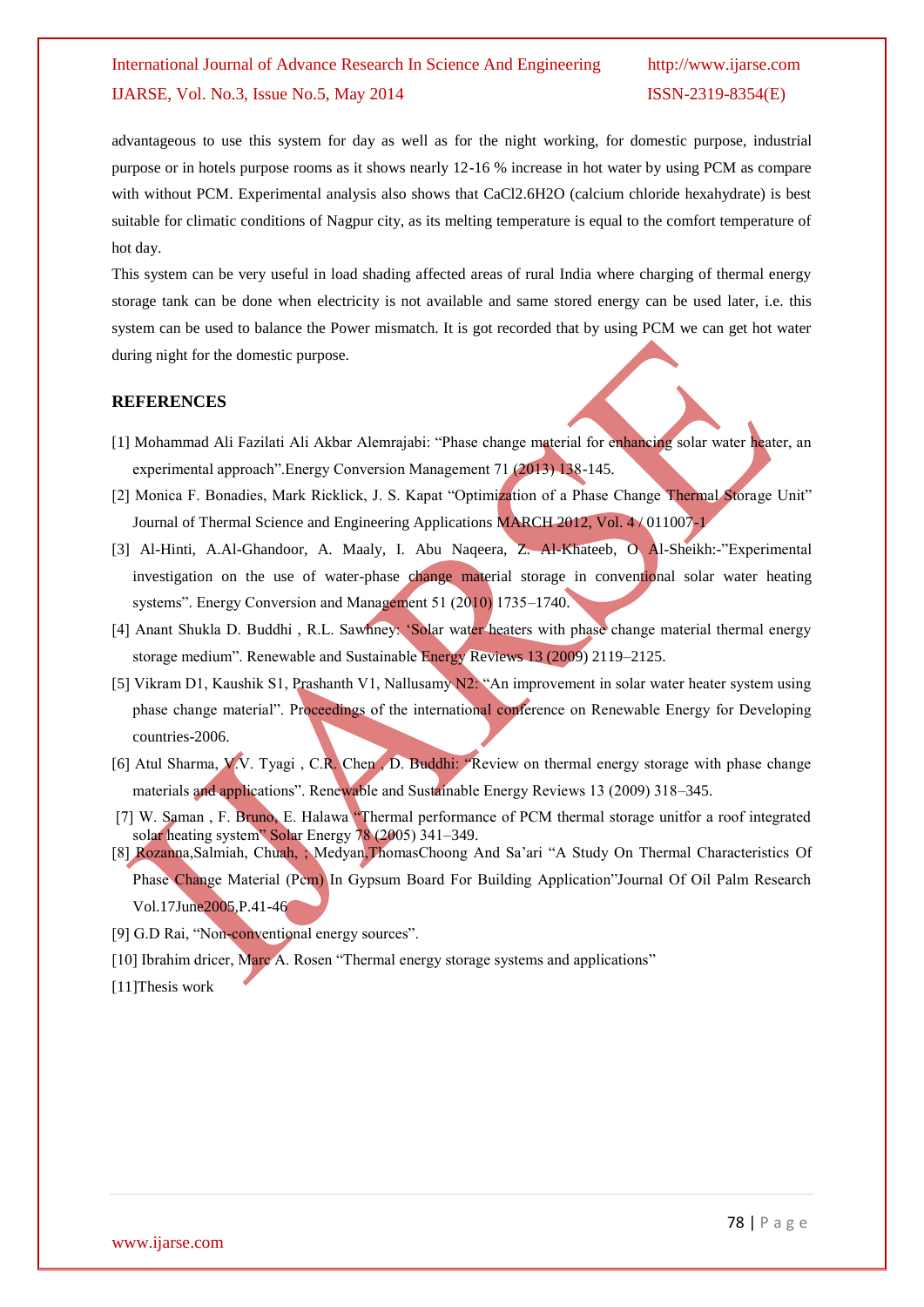advantageous to use this system for day as well as for the night working, for domestic purpose, industrial purpose or in hotels purpose rooms as it shows nearly 12-16 % increase in hot water by using PCM as compare with without PCM. Experimental analysis also shows that $CaCl_2.6H_2O$ (calcium chloride hexahydrate) is best suitable for climatic conditions of Nagpur city, as its melting temperature is equal to the comfort temperature of hot day.

This system can be very useful in load shading affected areas of rural India where charging of thermal energy storage tank can be done when electricity is not available and same stored energy can be used later, i.e. this system can be used to balance the Power mismatch. It is got recorded that by using PCM we can get hot water during night for the domestic purpose.

## REFERENCES

[1] Mohammad Ali Fazilati Ali Akbar Alemrajabi: "Phase change material for enhancing solar water heater, an experimental approach".Energy Conversion Management 71 (2013) 138-145.

[2] Monica F. Bonadies, Mark Ricklick, J. S. Kapat "Optimization of a Phase Change Thermal Storage Unit" Journal of Thermal Science and Engineering Applications MARCH 2012, Vol. 4 / 011007-1

[3] Al-Hinti, A.Al-Ghandoor, A. Maaly, I. Abu Naqeera, Z. Al-Khateeb, O Al-Sheikh:-"Experimental investigation on the use of water-phase change material storage in conventional solar water heating systems". Energy Conversion and Management 51 (2010) 1735–1740.

[4] Anant Shukla D. Buddhi , R.L. Sawhney: 'Solar water heaters with phase change material thermal energy storage medium". Renewable and Sustainable Energy Reviews 13 (2009) 2119–2125.

[5] Vikram D1, Kaushik S1, Prashanth V1, Nallusamy N2: "An improvement in solar water heater system using phase change material". Proceedings of the international conference on Renewable Energy for Developing countries-2006.

[6] Atul Sharma, V.V. Tyagi , C.R. Chen , D. Buddhi: "Review on thermal energy storage with phase change materials and applications". Renewable and Sustainable Energy Reviews 13 (2009) 318–345.

[7] W. Saman , F. Bruno, E. Halawa "Thermal performance of PCM thermal storage unitfor a roof integrated solar heating system" Solar Energy 78 (2005) 341–349.

[8] Rozanna,Salmiah, Chuah, ; Medyan,ThomasChoong And Sa'ari "A Study On Thermal Characteristics Of Phase Change Material (Pcm) In Gypsum Board For Building Application"Journal Of Oil Palm Research Vol.17June2005,P.41-46

[9] G.D Rai, "Non-conventional energy sources".

[10] Ibrahim dricer, Marc A. Rosen "Thermal energy storage systems and applications"

[11]Thesis work